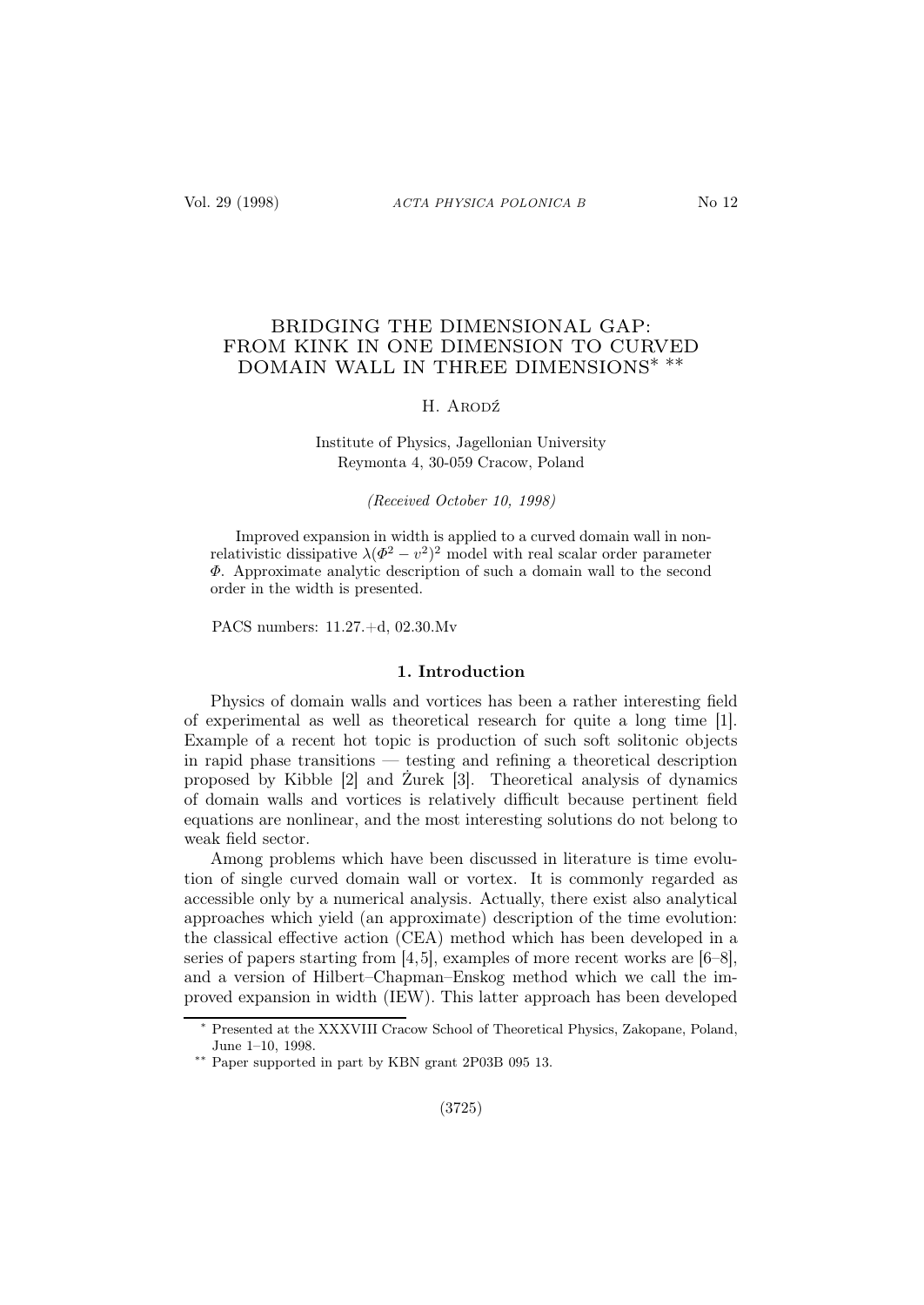# BRIDGING THE DIMENSIONAL GAP: FROM KINK IN ONE DIMENSION TO CURVED DOMAIN WALL IN THREE DIMENSIONS* **

H. Arodź

Institute of Physics, Jagellonian University
Reymonta 4, 30-059 Cracow, Poland

*(Received October 10, 1998)*

Improved expansion in width is applied to a curved domain wall in nonrelativistic dissipative $\lambda(\Phi^2 - v^2)^2$ model with real scalar order parameter $\Phi$. Approximate analytic description of such a domain wall to the second order in the width is presented.

PACS numbers: 11.27.+d, 02.30.Mv

## 1. Introduction

Physics of domain walls and vortices has been a rather interesting field of experimental as well as theoretical research for quite a long time [1]. Example of a recent hot topic is production of such soft solitonic objects in rapid phase transitions — testing and refining a theoretical description proposed by Kibble [2] and Żurek [3]. Theoretical analysis of dynamics of domain walls and vortices is relatively difficult because pertinent field equations are nonlinear, and the most interesting solutions do not belong to weak field sector.

Among problems which have been discussed in literature is time evolution of single curved domain wall or vortex. It is commonly regarded as accessible only by a numerical analysis. Actually, there exist also analytical approaches which yield (an approximate) description of the time evolution: the classical effective action (CEA) method which has been developed in a series of papers starting from [4,5], examples of more recent works are [6–8], and a version of Hilbert–Chapman–Enskog method which we call the improved expansion in width (IEW). This latter approach has been developed

---

* Presented at the XXXVIII Cracow School of Theoretical Physics, Zakopane, Poland, June 1–10, 1998.

** Paper supported in part by KBN grant 2P03B 095 13.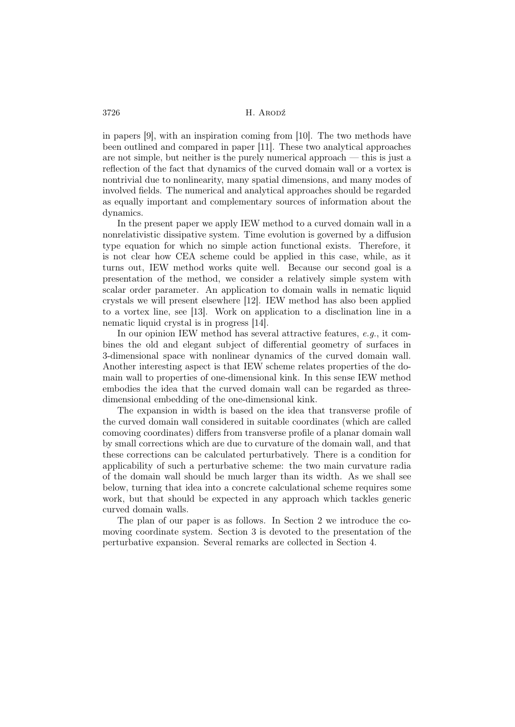in papers [9], with an inspiration coming from [10]. The two methods have been outlined and compared in paper [11]. These two analytical approaches are not simple, but neither is the purely numerical approach — this is just a reflection of the fact that dynamics of the curved domain wall or a vortex is nontrivial due to nonlinearity, many spatial dimensions, and many modes of involved fields. The numerical and analytical approaches should be regarded as equally important and complementary sources of information about the dynamics.

In the present paper we apply IEW method to a curved domain wall in a nonrelativistic dissipative system. Time evolution is governed by a diffusion type equation for which no simple action functional exists. Therefore, it is not clear how CEA scheme could be applied in this case, while, as it turns out, IEW method works quite well. Because our second goal is a presentation of the method, we consider a relatively simple system with scalar order parameter. An application to domain walls in nematic liquid crystals we will present elsewhere [12]. IEW method has also been applied to a vortex line, see [13]. Work on application to a disclination line in a nematic liquid crystal is in progress [14].

In our opinion IEW method has several attractive features, *e.g.*, it combines the old and elegant subject of differential geometry of surfaces in 3-dimensional space with nonlinear dynamics of the curved domain wall. Another interesting aspect is that IEW scheme relates properties of the domain wall to properties of one-dimensional kink. In this sense IEW method embodies the idea that the curved domain wall can be regarded as three-dimensional embedding of the one-dimensional kink.

The expansion in width is based on the idea that transverse profile of the curved domain wall considered in suitable coordinates (which are called comoving coordinates) differs from transverse profile of a planar domain wall by small corrections which are due to curvature of the domain wall, and that these corrections can be calculated perturbatively. There is a condition for applicability of such a perturbative scheme: the two main curvature radia of the domain wall should be much larger than its width. As we shall see below, turning that idea into a concrete calculational scheme requires some work, but that should be expected in any approach which tackles generic curved domain walls.

The plan of our paper is as follows. In Section 2 we introduce the comoving coordinate system. Section 3 is devoted to the presentation of the perturbative expansion. Several remarks are collected in Section 4.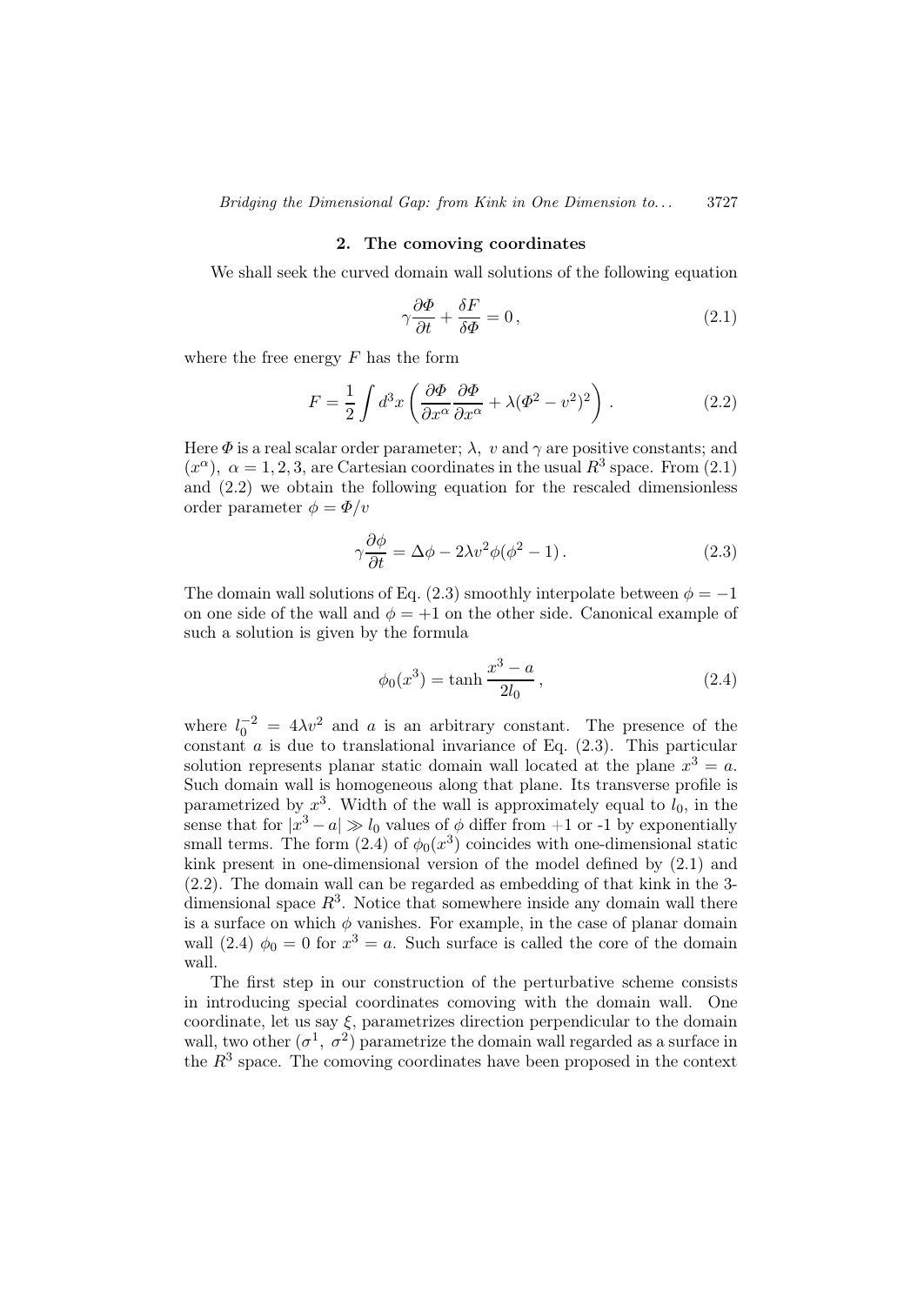## 2. The comoving coordinates

We shall seek the curved domain wall solutions of the following equation

$$\gamma \frac{\partial \Phi}{\partial t} + \frac{\delta F}{\delta \Phi} = 0\,, \tag{2.1}$$

where the free energy $F$ has the form

$$F = \frac{1}{2} \int d^3x \left( \frac{\partial \Phi}{\partial x^\alpha} \frac{\partial \Phi}{\partial x^\alpha} + \lambda (\Phi^2 - v^2)^2 \right) . \tag{2.2}$$

Here $\Phi$ is a real scalar order parameter; $\lambda,\ v$ and $\gamma$ are positive constants; and $(x^\alpha),\ \alpha = 1, 2, 3,$ are Cartesian coordinates in the usual $R^3$ space. From (2.1) and (2.2) we obtain the following equation for the rescaled dimensionless order parameter $\phi = \Phi/v$

$$\gamma \frac{\partial \phi}{\partial t} = \Delta \phi - 2\lambda v^2 \phi (\phi^2 - 1)\,. \tag{2.3}$$

The domain wall solutions of Eq. (2.3) smoothly interpolate between $\phi = -1$ on one side of the wall and $\phi = +1$ on the other side. Canonical example of such a solution is given by the formula

$$\phi_0(x^3) = \tanh \frac{x^3 - a}{2l_0}\,, \tag{2.4}$$

where $l_0^{-2} = 4\lambda v^2$ and $a$ is an arbitrary constant. The presence of the constant $a$ is due to translational invariance of Eq. (2.3). This particular solution represents planar static domain wall located at the plane $x^3 = a$. Such domain wall is homogeneous along that plane. Its transverse profile is parametrized by $x^3$. Width of the wall is approximately equal to $l_0$, in the sense that for $|x^3 - a| \gg l_0$ values of $\phi$ differ from $+1$ or -1 by exponentially small terms. The form (2.4) of $\phi_0(x^3)$ coincides with one-dimensional static kink present in one-dimensional version of the model defined by (2.1) and (2.2). The domain wall can be regarded as embedding of that kink in the 3-dimensional space $R^3$. Notice that somewhere inside any domain wall there is a surface on which $\phi$ vanishes. For example, in the case of planar domain wall (2.4) $\phi_0 = 0$ for $x^3 = a$. Such surface is called the core of the domain wall.

The first step in our construction of the perturbative scheme consists in introducing special coordinates comoving with the domain wall. One coordinate, let us say $\xi$, parametrizes direction perpendicular to the domain wall, two other $(\sigma^1,\ \sigma^2)$ parametrize the domain wall regarded as a surface in the $R^3$ space. The comoving coordinates have been proposed in the context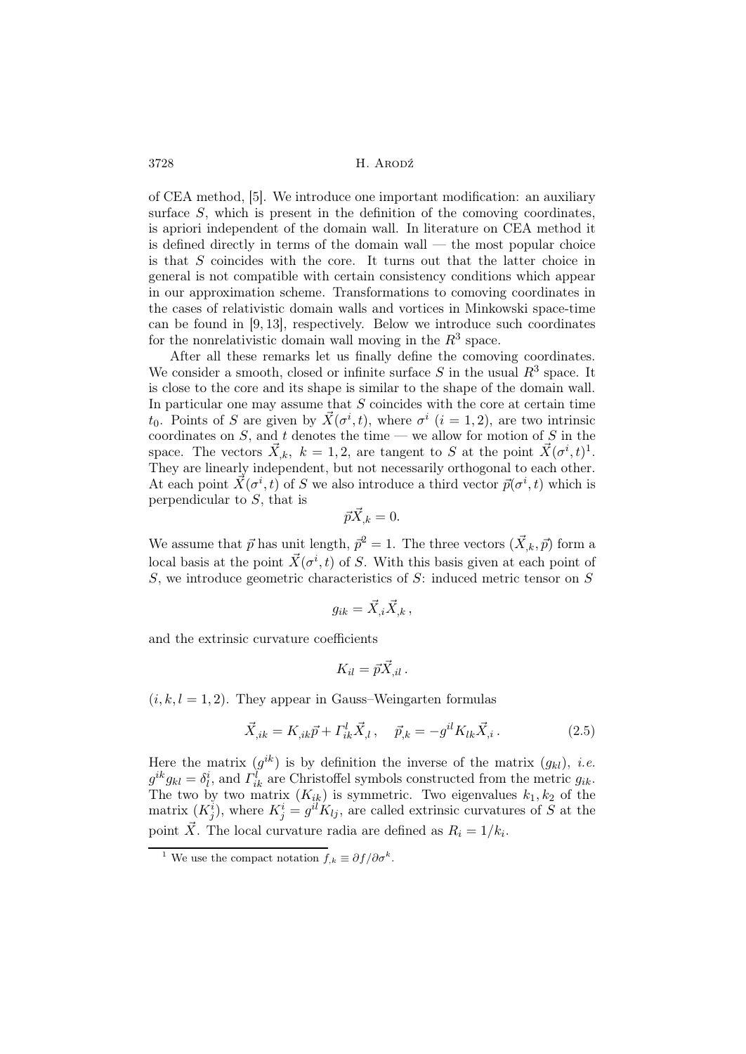of CEA method, [5]. We introduce one important modification: an auxiliary surface $S$, which is present in the definition of the comoving coordinates, is apriori independent of the domain wall. In literature on CEA method it is defined directly in terms of the domain wall — the most popular choice is that $S$ coincides with the core. It turns out that the latter choice in general is not compatible with certain consistency conditions which appear in our approximation scheme. Transformations to comoving coordinates in the cases of relativistic domain walls and vortices in Minkowski space-time can be found in [9, 13], respectively. Below we introduce such coordinates for the nonrelativistic domain wall moving in the $R^3$ space.

After all these remarks let us finally define the comoving coordinates. We consider a smooth, closed or infinite surface $S$ in the usual $R^3$ space. It is close to the core and its shape is similar to the shape of the domain wall. In particular one may assume that $S$ coincides with the core at certain time $t_0$. Points of $S$ are given by $\vec{X}(\sigma^i, t)$, where $\sigma^i$ $(i = 1, 2)$, are two intrinsic coordinates on $S$, and $t$ denotes the time — we allow for motion of $S$ in the space. The vectors $\vec{X}_{,k}$, $k = 1, 2$, are tangent to $S$ at the point $\vec{X}(\sigma^i, t)$[1]. They are linearly independent, but not necessarily orthogonal to each other. At each point $\vec{X}(\sigma^i, t)$ of $S$ we also introduce a third vector $\vec{p}(\sigma^i, t)$ which is perpendicular to $S$, that is

$$\vec{p}\vec{X}_{,k} = 0.$$

We assume that $\vec{p}$ has unit length, $\vec{p}^2 = 1$. The three vectors $(\vec{X}_{,k}, \vec{p})$ form a local basis at the point $\vec{X}(\sigma^i, t)$ of $S$. With this basis given at each point of $S$, we introduce geometric characteristics of $S$: induced metric tensor on $S$

$$g_{ik} = \vec{X}_{,i}\vec{X}_{,k}\,,$$

and the extrinsic curvature coefficients

$$K_{il} = \vec{p}\vec{X}_{,il}\,.$$

$(i, k, l = 1, 2)$. They appear in Gauss–Weingarten formulas

$$\vec{X}_{,ik} = K_{,ik}\vec{p} + \Gamma^l_{ik}\vec{X}_{,l}\,, \quad \vec{p}_{,k} = -g^{il}K_{lk}\vec{X}_{,i}\,. \tag{2.5}$$

Here the matrix $(g^{ik})$ is by definition the inverse of the matrix $(g_{kl})$, *i.e.* $g^{ik}g_{kl} = \delta^i_l$, and $\Gamma^l_{ik}$ are Christoffel symbols constructed from the metric $g_{ik}$. The two by two matrix $(K_{ik})$ is symmetric. Two eigenvalues $k_1, k_2$ of the matrix $(K^i_j)$, where $K^i_j = g^{il}K_{lj}$, are called extrinsic curvatures of $S$ at the point $\vec{X}$. The local curvature radia are defined as $R_i = 1/k_i$.

---

[1] We use the compact notation $f_{,k} \equiv \partial f/\partial\sigma^k$.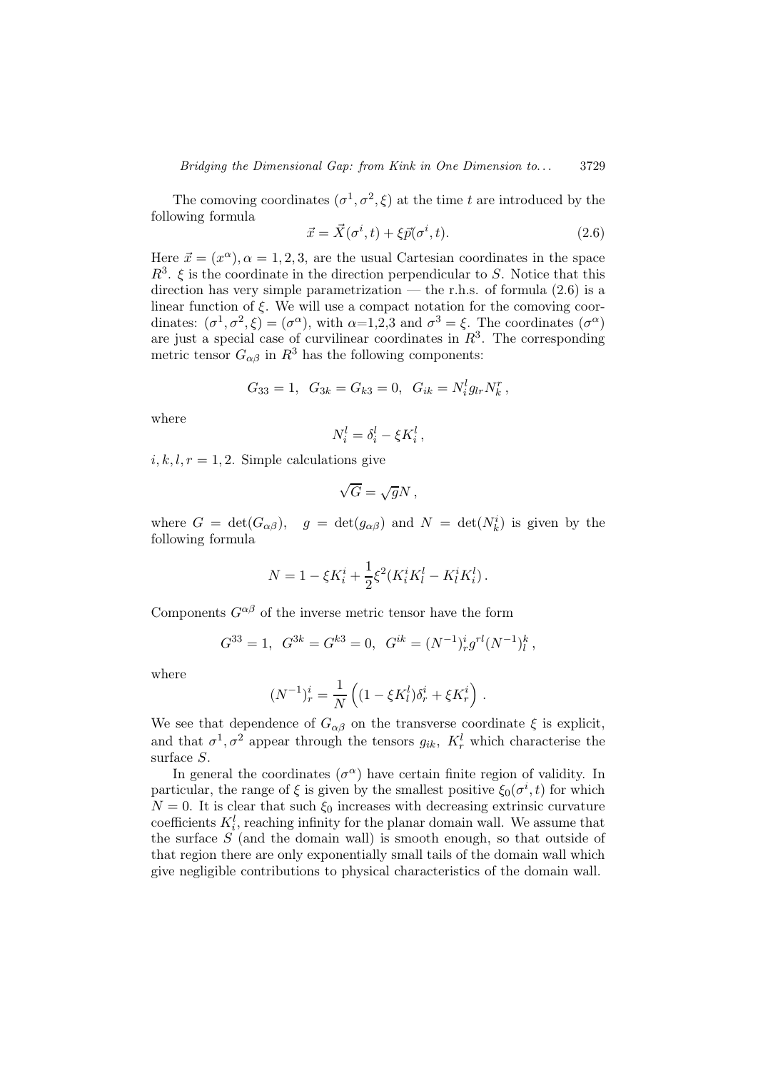The comoving coordinates $(\sigma^1, \sigma^2, \xi)$ at the time $t$ are introduced by the following formula

$$\vec{x} = \vec{X}(\sigma^i, t) + \xi \vec{p}(\sigma^i, t). \tag{2.6}$$

Here $\vec{x} = (x^\alpha), \alpha = 1, 2, 3$, are the usual Cartesian coordinates in the space $R^3$. $\xi$ is the coordinate in the direction perpendicular to $S$. Notice that this direction has very simple parametrization — the r.h.s. of formula (2.6) is a linear function of $\xi$. We will use a compact notation for the comoving coordinates: $(\sigma^1, \sigma^2, \xi) = (\sigma^\alpha)$, with $\alpha$=1,2,3 and $\sigma^3 = \xi$. The coordinates $(\sigma^\alpha)$ are just a special case of curvilinear coordinates in $R^3$. The corresponding metric tensor $G_{\alpha\beta}$ in $R^3$ has the following components:

$$G_{33} = 1, \;\; G_{3k} = G_{k3} = 0, \;\; G_{ik} = N_i^l g_{lr} N_k^r \,,$$

where

$$N_i^l = \delta_i^l - \xi K_i^l \,,$$

$i, k, l, r = 1, 2$. Simple calculations give

$$\sqrt{G} = \sqrt{g} N \,,$$

where $G = \det(G_{\alpha\beta}), \quad g = \det(g_{\alpha\beta})$ and $N = \det(N_k^i)$ is given by the following formula

$$N = 1 - \xi K_i^i + \frac{1}{2}\xi^2 (K_i^i K_l^l - K_l^i K_i^l) \,.$$

Components $G^{\alpha\beta}$ of the inverse metric tensor have the form

$$G^{33} = 1, \;\; G^{3k} = G^{k3} = 0, \;\; G^{ik} = (N^{-1})_r^i g^{rl} (N^{-1})_l^k \,,$$

where

$$(N^{-1})_r^i = \frac{1}{N}\left( (1 - \xi K_l^l)\delta_r^i + \xi K_r^i \right) .$$

We see that dependence of $G_{\alpha\beta}$ on the transverse coordinate $\xi$ is explicit, and that $\sigma^1, \sigma^2$ appear through the tensors $g_{ik}$, $K_r^l$ which characterise the surface $S$.

In general the coordinates $(\sigma^\alpha)$ have certain finite region of validity. In particular, the range of $\xi$ is given by the smallest positive $\xi_0(\sigma^i, t)$ for which $N = 0$. It is clear that such $\xi_0$ increases with decreasing extrinsic curvature coefficients $K_i^l$, reaching infinity for the planar domain wall. We assume that the surface $S$ (and the domain wall) is smooth enough, so that outside of that region there are only exponentially small tails of the domain wall which give negligible contributions to physical characteristics of the domain wall.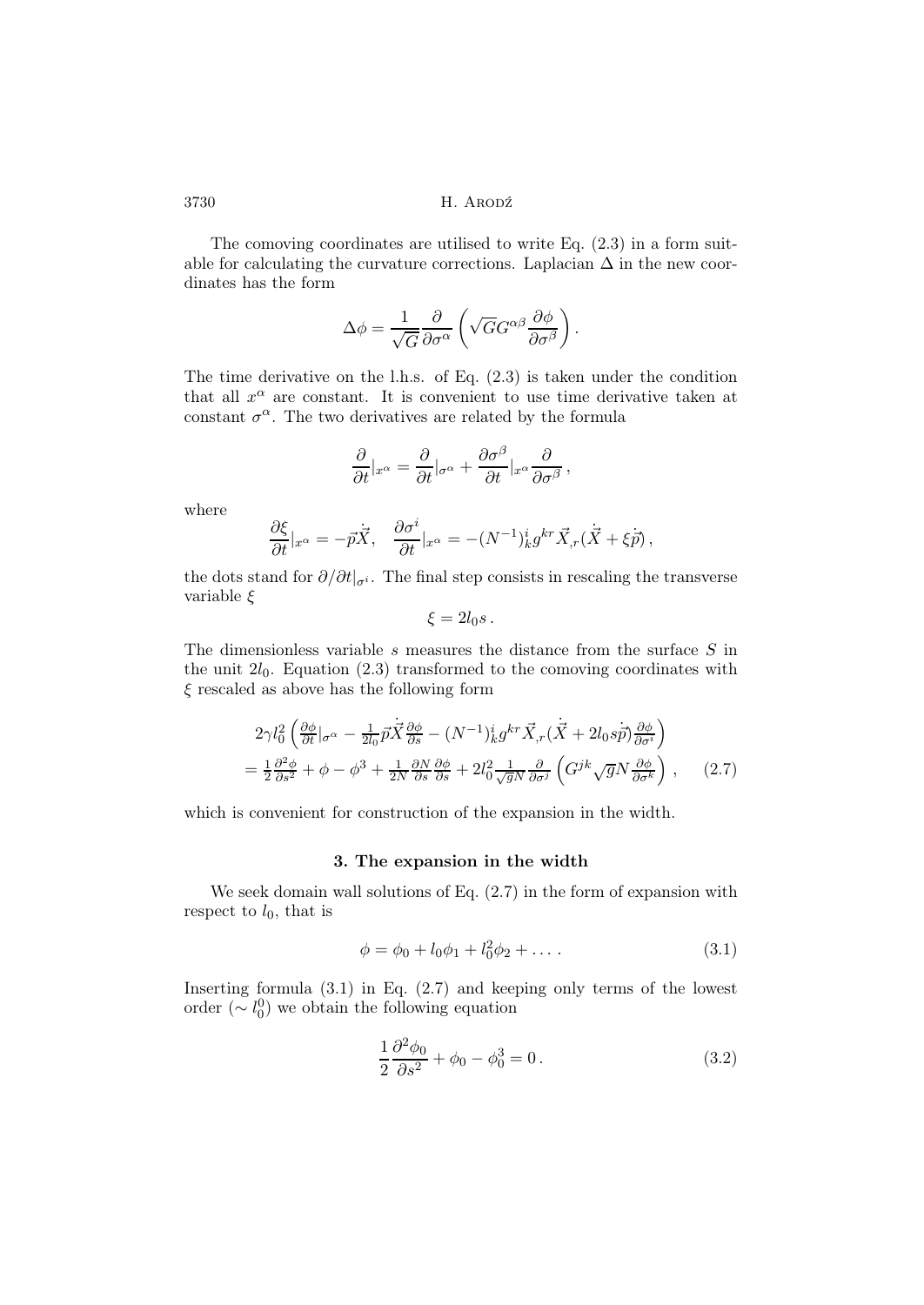The comoving coordinates are utilised to write Eq. (2.3) in a form suitable for calculating the curvature corrections. Laplacian $\Delta$ in the new coordinates has the form

$$\Delta\phi = \frac{1}{\sqrt{G}} \frac{\partial}{\partial \sigma^\alpha} \left( \sqrt{G} G^{\alpha\beta} \frac{\partial \phi}{\partial \sigma^\beta} \right).$$

The time derivative on the l.h.s. of Eq. (2.3) is taken under the condition that all $x^\alpha$ are constant. It is convenient to use time derivative taken at constant $\sigma^\alpha$. The two derivatives are related by the formula

$$\frac{\partial}{\partial t}|_{x^\alpha} = \frac{\partial}{\partial t}|_{\sigma^\alpha} + \frac{\partial \sigma^\beta}{\partial t}|_{x^\alpha} \frac{\partial}{\partial \sigma^\beta},$$

where

$$\frac{\partial \xi}{\partial t}|_{x^\alpha} = -\vec{p}\dot{\vec{X}}, \quad \frac{\partial \sigma^i}{\partial t}|_{x^\alpha} = -(N^{-1})^i_k g^{kr} \vec{X}_{,r} (\dot{\vec{X}} + \xi \dot{\vec{p}}),$$

the dots stand for $\partial/\partial t|_{\sigma^i}$. The final step consists in rescaling the transverse variable $\xi$

$$\xi = 2 l_0 s.$$

The dimensionless variable $s$ measures the distance from the surface $S$ in the unit $2l_0$. Equation (2.3) transformed to the comoving coordinates with $\xi$ rescaled as above has the following form

$$\begin{aligned} &2\gamma l_0^2 \left( \frac{\partial \phi}{\partial t}|_{\sigma^\alpha} - \frac{1}{2l_0} \vec{p}\dot{\vec{X}} \frac{\partial \phi}{\partial s} - (N^{-1})^i_k g^{kr} \vec{X}_{,r} (\dot{\vec{X}} + 2l_0 s \dot{\vec{p}}) \frac{\partial \phi}{\partial \sigma^i} \right) \\ &= \frac{1}{2} \frac{\partial^2 \phi}{\partial s^2} + \phi - \phi^3 + \frac{1}{2N} \frac{\partial N}{\partial s} \frac{\partial \phi}{\partial s} + 2 l_0^2 \frac{1}{\sqrt{g} N} \frac{\partial}{\partial \sigma^j} \left( G^{jk} \sqrt{g} N \frac{\partial \phi}{\partial \sigma^k} \right), \end{aligned} \tag{2.7}$$

which is convenient for construction of the expansion in the width.

## 3. The expansion in the width

We seek domain wall solutions of Eq. (2.7) in the form of expansion with respect to $l_0$, that is

$$\phi = \phi_0 + l_0 \phi_1 + l_0^2 \phi_2 + \dots. \tag{3.1}$$

Inserting formula (3.1) in Eq. (2.7) and keeping only terms of the lowest order ($\sim l_0^0$) we obtain the following equation

$$\frac{1}{2} \frac{\partial^2 \phi_0}{\partial s^2} + \phi_0 - \phi_0^3 = 0. \tag{3.2}$$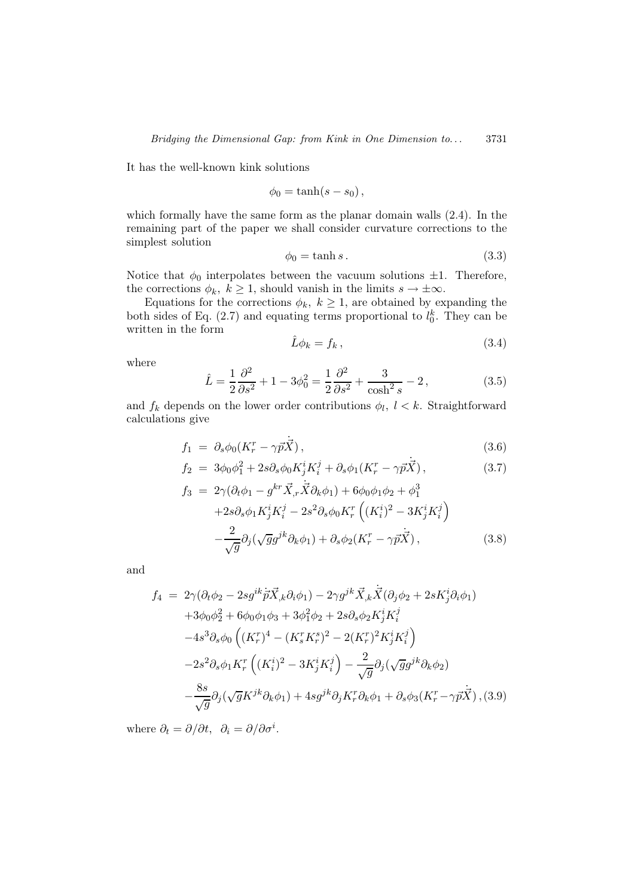It has the well-known kink solutions

$$\phi_0 = \tanh(s - s_0)\,,$$

which formally have the same form as the planar domain walls (2.4). In the remaining part of the paper we shall consider curvature corrections to the simplest solution

$$\phi_0 = \tanh s\,. \tag{3.3}$$

Notice that $\phi_0$ interpolates between the vacuum solutions $\pm 1$. Therefore, the corrections $\phi_k,\ k \geq 1$, should vanish in the limits $s \to \pm\infty$.

Equations for the corrections $\phi_k,\ k \geq 1$, are obtained by expanding the both sides of Eq. (2.7) and equating terms proportional to $l_0^k$. They can be written in the form

$$\hat{L}\phi_k = f_k\,, \tag{3.4}$$

where

$$\hat{L} = \frac{1}{2}\frac{\partial^2}{\partial s^2} + 1 - 3\phi_0^2 = \frac{1}{2}\frac{\partial^2}{\partial s^2} + \frac{3}{\cosh^2 s} - 2\,, \tag{3.5}$$

and $f_k$ depends on the lower order contributions $\phi_l,\ l < k$. Straightforward calculations give

$$f_1 = \partial_s\phi_0(K_r^r - \gamma\vec{p}\dot{\vec{X}})\,, \tag{3.6}$$

$$f_2 = 3\phi_0\phi_1^2 + 2s\partial_s\phi_0 K_j^i K_i^j + \partial_s\phi_1(K_r^r - \gamma\vec{p}\dot{\vec{X}})\,, \tag{3.7}$$

$$\begin{aligned} f_3 = {} & 2\gamma(\partial_t\phi_1 - g^{kr}\vec{X}_{,r}\dot{\vec{X}}\partial_k\phi_1) + 6\phi_0\phi_1\phi_2 + \phi_1^3 \\ & + 2s\partial_s\phi_1 K_j^i K_i^j - 2s^2\partial_s\phi_0 K_r^r\left((K_i^i)^2 - 3K_j^i K_i^j\right) \\ & - \frac{2}{\sqrt{g}}\partial_j(\sqrt{g}g^{jk}\partial_k\phi_1) + \partial_s\phi_2(K_r^r - \gamma\vec{p}\dot{\vec{X}})\,, \end{aligned} \tag{3.8}$$

and

$$\begin{aligned} f_4 = {} & 2\gamma(\partial_t\phi_2 - 2sg^{ik}\dot{\vec{p}}\vec{X}_{,k}\partial_i\phi_1) - 2\gamma g^{jk}\vec{X}_{,k}\dot{\vec{X}}(\partial_j\phi_2 + 2sK_j^i\partial_i\phi_1) \\ & + 3\phi_0\phi_2^2 + 6\phi_0\phi_1\phi_3 + 3\phi_1^2\phi_2 + 2s\partial_s\phi_2 K_j^i K_i^j \\ & - 4s^3\partial_s\phi_0\left((K_r^r)^4 - (K_s^r K_r^s)^2 - 2(K_r^r)^2 K_j^i K_i^j\right) \\ & - 2s^2\partial_s\phi_1 K_r^r\left((K_i^i)^2 - 3K_j^i K_i^j\right) - \frac{2}{\sqrt{g}}\partial_j(\sqrt{g}g^{jk}\partial_k\phi_2) \\ & - \frac{8s}{\sqrt{g}}\partial_j(\sqrt{g}K^{jk}\partial_k\phi_1) + 4sg^{jk}\partial_j K_r^r\partial_k\phi_1 + \partial_s\phi_3(K_r^r - \gamma\vec{p}\dot{\vec{X}})\,, \end{aligned} \tag{3.9}$$

where $\partial_t = \partial/\partial t,\ \ \partial_i = \partial/\partial\sigma^i$.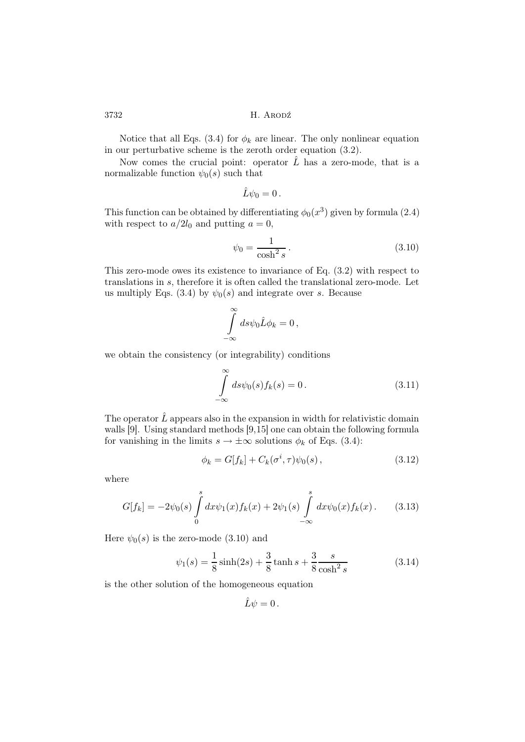Notice that all Eqs. (3.4) for $\phi_k$ are linear. The only nonlinear equation in our perturbative scheme is the zeroth order equation (3.2).

Now comes the crucial point: operator $\hat{L}$ has a zero-mode, that is a normalizable function $\psi_0(s)$ such that

$$\hat{L}\psi_0 = 0\,.$$

This function can be obtained by differentiating $\phi_0(x^3)$ given by formula (2.4) with respect to $a/2l_0$ and putting $a = 0$,

$$\psi_0 = \frac{1}{\cosh^2 s}\,. \tag{3.10}$$

This zero-mode owes its existence to invariance of Eq. (3.2) with respect to translations in $s$, therefore it is often called the translational zero-mode. Let us multiply Eqs. (3.4) by $\psi_0(s)$ and integrate over $s$. Because

$$\int\limits_{-\infty}^{\infty} ds \psi_0 \hat{L}\phi_k = 0\,,$$

we obtain the consistency (or integrability) conditions

$$\int\limits_{-\infty}^{\infty} ds \psi_0(s) f_k(s) = 0\,. \tag{3.11}$$

The operator $\hat{L}$ appears also in the expansion in width for relativistic domain walls [9]. Using standard methods [9,15] one can obtain the following formula for vanishing in the limits $s \to \pm\infty$ solutions $\phi_k$ of Eqs. (3.4):

$$\phi_k = G[f_k] + C_k(\sigma^i, \tau)\psi_0(s)\,, \tag{3.12}$$

where

$$G[f_k] = -2\psi_0(s) \int\limits_{0}^{s} dx \psi_1(x) f_k(x) + 2\psi_1(s) \int\limits_{-\infty}^{s} dx \psi_0(x) f_k(x)\,. \tag{3.13}$$

Here $\psi_0(s)$ is the zero-mode (3.10) and

$$\psi_1(s) = \frac{1}{8}\sinh(2s) + \frac{3}{8}\tanh s + \frac{3}{8}\frac{s}{\cosh^2 s} \tag{3.14}$$

is the other solution of the homogeneous equation

$$\hat{L}\psi = 0\,.$$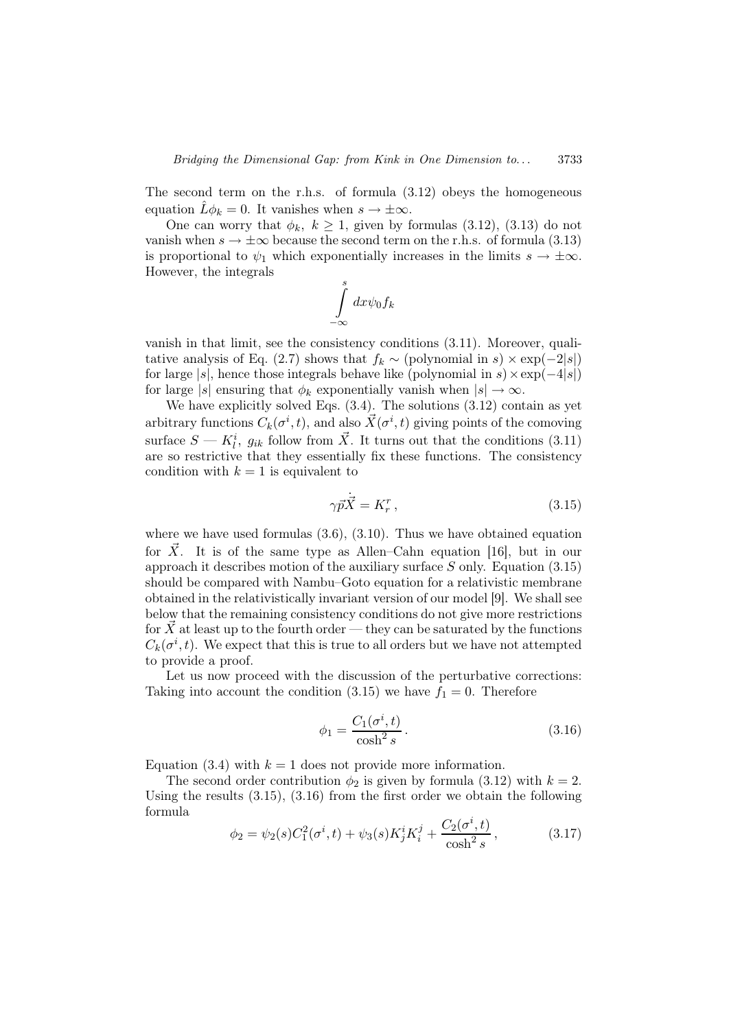The second term on the r.h.s. of formula (3.12) obeys the homogeneous equation $\hat{L}\phi_k = 0$. It vanishes when $s \to \pm\infty$.

One can worry that $\phi_k, \ k \geq 1$, given by formulas (3.12), (3.13) do not vanish when $s \to \pm\infty$ because the second term on the r.h.s. of formula (3.13) is proportional to $\psi_1$ which exponentially increases in the limits $s \to \pm\infty$. However, the integrals

$$\int_{-\infty}^{s} dx \psi_0 f_k$$

vanish in that limit, see the consistency conditions (3.11). Moreover, qualitative analysis of Eq. (2.7) shows that $f_k \sim$ (polynomial in $s$) $\times \exp(-2|s|)$ for large $|s|$, hence those integrals behave like (polynomial in $s$) $\times \exp(-4|s|)$ for large $|s|$ ensuring that $\phi_k$ exponentially vanish when $|s| \to \infty$.

We have explicitly solved Eqs. (3.4). The solutions (3.12) contain as yet arbitrary functions $C_k(\sigma^i, t)$, and also $\vec{X}(\sigma^i, t)$ giving points of the comoving surface $S$ — $K^i_l$, $g_{ik}$ follow from $\vec{X}$. It turns out that the conditions (3.11) are so restrictive that they essentially fix these functions. The consistency condition with $k = 1$ is equivalent to

$$\gamma \vec{p}\dot{\vec{X}} = K^r_r, \tag{3.15}$$

where we have used formulas (3.6), (3.10). Thus we have obtained equation for $\vec{X}$. It is of the same type as Allen–Cahn equation [16], but in our approach it describes motion of the auxiliary surface $S$ only. Equation (3.15) should be compared with Nambu–Goto equation for a relativistic membrane obtained in the relativistically invariant version of our model [9]. We shall see below that the remaining consistency conditions do not give more restrictions for $\vec{X}$ at least up to the fourth order — they can be saturated by the functions $C_k(\sigma^i, t)$. We expect that this is true to all orders but we have not attempted to provide a proof.

Let us now proceed with the discussion of the perturbative corrections: Taking into account the condition (3.15) we have $f_1 = 0$. Therefore

$$\phi_1 = \frac{C_1(\sigma^i, t)}{\cosh^2 s}. \tag{3.16}$$

Equation (3.4) with $k = 1$ does not provide more information.

The second order contribution $\phi_2$ is given by formula (3.12) with $k = 2$. Using the results (3.15), (3.16) from the first order we obtain the following formula

$$\phi_2 = \psi_2(s) C_1^2(\sigma^i, t) + \psi_3(s) K^i_j K^j_i + \frac{C_2(\sigma^i, t)}{\cosh^2 s}, \tag{3.17}$$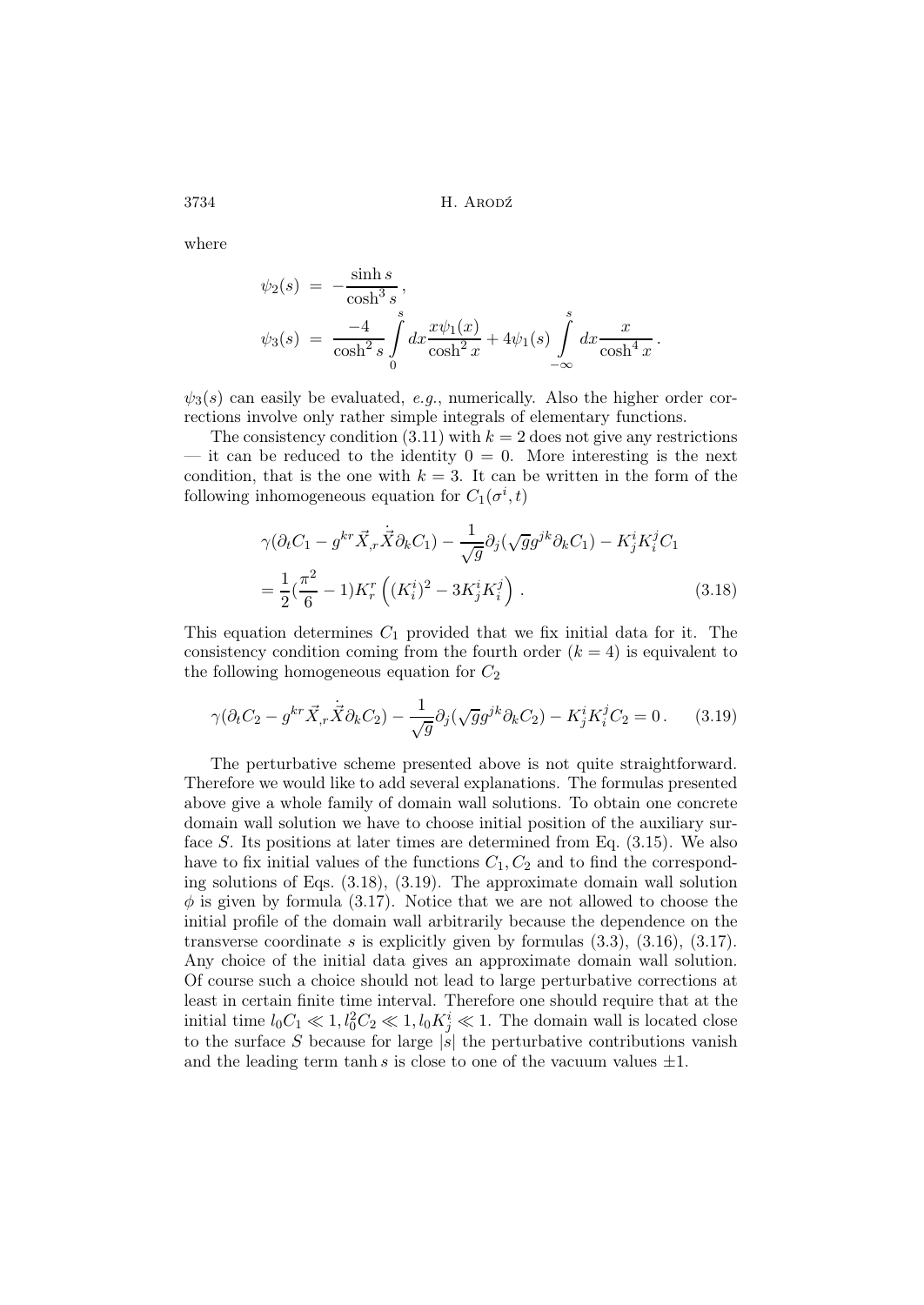where

$$
\begin{aligned}
\psi_2(s) &= -\frac{\sinh s}{\cosh^3 s}\,, \\
\psi_3(s) &= \frac{-4}{\cosh^2 s}\int\limits_0^s dx \frac{x\psi_1(x)}{\cosh^2 x} + 4\psi_1(s)\int\limits_{-\infty}^s dx \frac{x}{\cosh^4 x}\,.
\end{aligned}
$$

$\psi_3(s)$ can easily be evaluated, *e.g.*, numerically. Also the higher order corrections involve only rather simple integrals of elementary functions.

The consistency condition (3.11) with $k = 2$ does not give any restrictions — it can be reduced to the identity $0 = 0$. More interesting is the next condition, that is the one with $k = 3$. It can be written in the form of the following inhomogeneous equation for $C_1(\sigma^i, t)$

$$
\begin{aligned}
&\gamma(\partial_t C_1 - g^{kr}\vec{X}_{,r}\dot{\vec{X}}\partial_k C_1) - \frac{1}{\sqrt{g}}\partial_j(\sqrt{g}g^{jk}\partial_k C_1) - K^i_j K^j_i C_1 \\
&= \frac{1}{2}(\frac{\pi^2}{6} - 1)K^r_r \left((K^i_i)^2 - 3K^i_j K^j_i\right)\,.
\end{aligned}
\tag{3.18}
$$

This equation determines $C_1$ provided that we fix initial data for it. The consistency condition coming from the fourth order ($k = 4$) is equivalent to the following homogeneous equation for $C_2$

$$
\gamma(\partial_t C_2 - g^{kr}\vec{X}_{,r}\dot{\vec{X}}\partial_k C_2) - \frac{1}{\sqrt{g}}\partial_j(\sqrt{g}g^{jk}\partial_k C_2) - K^i_j K^j_i C_2 = 0\,. \tag{3.19}
$$

The perturbative scheme presented above is not quite straightforward. Therefore we would like to add several explanations. The formulas presented above give a whole family of domain wall solutions. To obtain one concrete domain wall solution we have to choose initial position of the auxiliary surface $S$. Its positions at later times are determined from Eq. (3.15). We also have to fix initial values of the functions $C_1, C_2$ and to find the corresponding solutions of Eqs. (3.18), (3.19). The approximate domain wall solution $\phi$ is given by formula (3.17). Notice that we are not allowed to choose the initial profile of the domain wall arbitrarily because the dependence on the transverse coordinate $s$ is explicitly given by formulas (3.3), (3.16), (3.17). Any choice of the initial data gives an approximate domain wall solution. Of course such a choice should not lead to large perturbative corrections at least in certain finite time interval. Therefore one should require that at the initial time $l_0 C_1 \ll 1, l_0^2 C_2 \ll 1, l_0 K^i_j \ll 1$. The domain wall is located close to the surface $S$ because for large $|s|$ the perturbative contributions vanish and the leading term $\tanh s$ is close to one of the vacuum values $\pm 1$.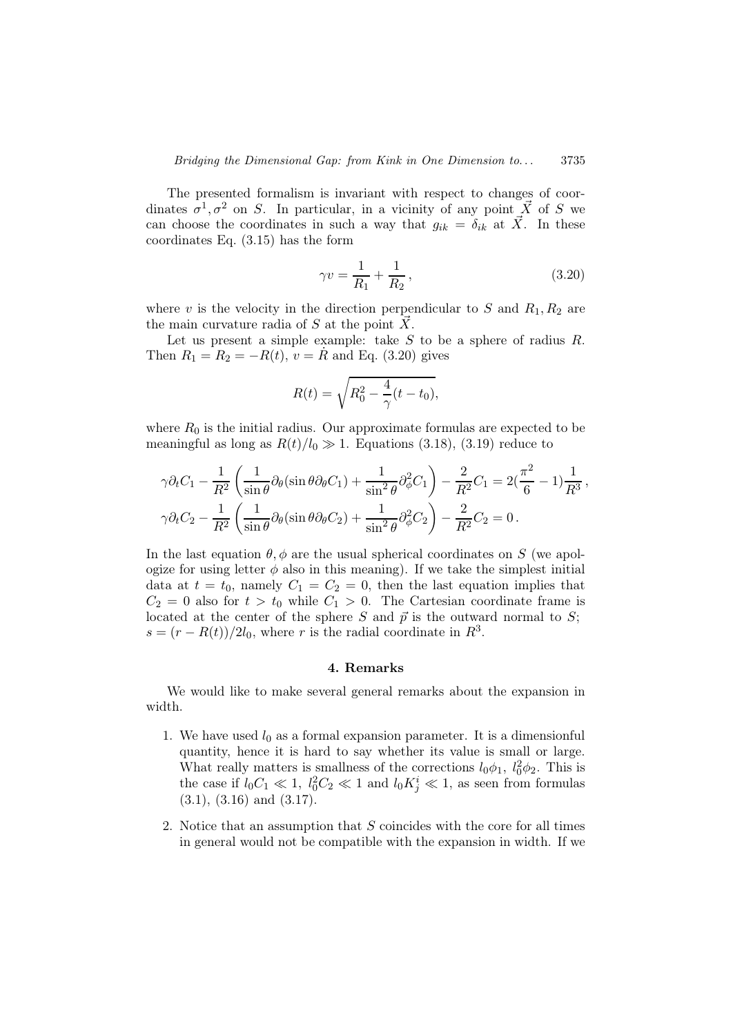The presented formalism is invariant with respect to changes of coordinates $\sigma^1, \sigma^2$ on $S$. In particular, in a vicinity of any point $\vec{X}$ of $S$ we can choose the coordinates in such a way that $g_{ik} = \delta_{ik}$ at $\vec{X}$. In these coordinates Eq. (3.15) has the form

$$\gamma v = \frac{1}{R_1} + \frac{1}{R_2}\,, \tag{3.20}$$

where $v$ is the velocity in the direction perpendicular to $S$ and $R_1, R_2$ are the main curvature radia of $S$ at the point $\vec{X}$.

Let us present a simple example: take $S$ to be a sphere of radius $R$. Then $R_1 = R_2 = -R(t)$, $v = \dot{R}$ and Eq. (3.20) gives

$$R(t) = \sqrt{R_0^2 - \frac{4}{\gamma}(t - t_0)},$$

where $R_0$ is the initial radius. Our approximate formulas are expected to be meaningful as long as $R(t)/l_0 \gg 1$. Equations (3.18), (3.19) reduce to

$$\gamma\partial_t C_1 - \frac{1}{R^2}\left(\frac{1}{\sin\theta}\partial_\theta(\sin\theta\,\partial_\theta C_1) + \frac{1}{\sin^2\theta}\partial_\phi^2 C_1\right) - \frac{2}{R^2}C_1 = 2(\frac{\pi^2}{6} - 1)\frac{1}{R^3}\,,$$

$$\gamma\partial_t C_2 - \frac{1}{R^2}\left(\frac{1}{\sin\theta}\partial_\theta(\sin\theta\,\partial_\theta C_2) + \frac{1}{\sin^2\theta}\partial_\phi^2 C_2\right) - \frac{2}{R^2}C_2 = 0\,.$$

In the last equation $\theta, \phi$ are the usual spherical coordinates on $S$ (we apologize for using letter $\phi$ also in this meaning). If we take the simplest initial data at $t = t_0$, namely $C_1 = C_2 = 0$, then the last equation implies that $C_2 = 0$ also for $t > t_0$ while $C_1 > 0$. The Cartesian coordinate frame is located at the center of the sphere $S$ and $\vec{p}$ is the outward normal to $S$; $s = (r - R(t))/2l_0$, where $r$ is the radial coordinate in $R^3$.

## 4. Remarks

We would like to make several general remarks about the expansion in width.

1. We have used $l_0$ as a formal expansion parameter. It is a dimensionful quantity, hence it is hard to say whether its value is small or large. What really matters is smallness of the corrections $l_0\phi_1$, $l_0^2\phi_2$. This is the case if $l_0 C_1 \ll 1$, $l_0^2 C_2 \ll 1$ and $l_0 K^i_j \ll 1$, as seen from formulas (3.1), (3.16) and (3.17).

2. Notice that an assumption that $S$ coincides with the core for all times in general would not be compatible with the expansion in width. If we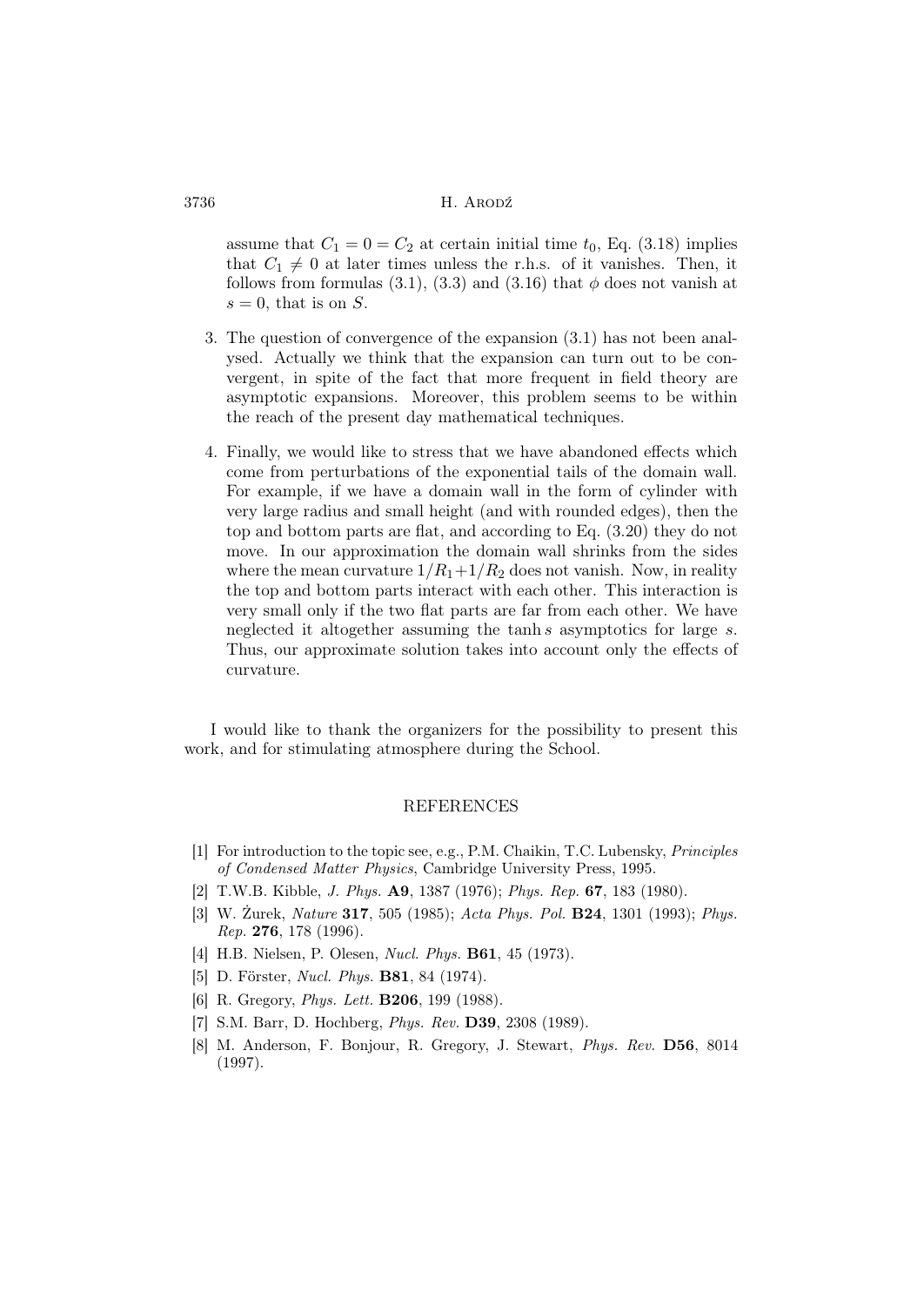assume that $C_1 = 0 = C_2$ at certain initial time $t_0$, Eq. (3.18) implies that $C_1 \neq 0$ at later times unless the r.h.s. of it vanishes. Then, it follows from formulas (3.1), (3.3) and (3.16) that $\phi$ does not vanish at $s = 0$, that is on $S$.

3. The question of convergence of the expansion (3.1) has not been analysed. Actually we think that the expansion can turn out to be convergent, in spite of the fact that more frequent in field theory are asymptotic expansions. Moreover, this problem seems to be within the reach of the present day mathematical techniques.

4. Finally, we would like to stress that we have abandoned effects which come from perturbations of the exponential tails of the domain wall. For example, if we have a domain wall in the form of cylinder with very large radius and small height (and with rounded edges), then the top and bottom parts are flat, and according to Eq. (3.20) they do not move. In our approximation the domain wall shrinks from the sides where the mean curvature $1/R_1 + 1/R_2$ does not vanish. Now, in reality the top and bottom parts interact with each other. This interaction is very small only if the two flat parts are far from each other. We have neglected it altogether assuming the $\tanh s$ asymptotics for large $s$. Thus, our approximate solution takes into account only the effects of curvature.

I would like to thank the organizers for the possibility to present this work, and for stimulating atmosphere during the School.

## REFERENCES

[1] For introduction to the topic see, e.g., P.M. Chaikin, T.C. Lubensky, *Principles of Condensed Matter Physics*, Cambridge University Press, 1995.

[2] T.W.B. Kibble, *J. Phys.* **A9**, 1387 (1976); *Phys. Rep.* **67**, 183 (1980).

[3] W. Żurek, *Nature* **317**, 505 (1985); *Acta Phys. Pol.* **B24**, 1301 (1993); *Phys. Rep.* **276**, 178 (1996).

[4] H.B. Nielsen, P. Olesen, *Nucl. Phys.* **B61**, 45 (1973).

[5] D. Förster, *Nucl. Phys.* **B81**, 84 (1974).

[6] R. Gregory, *Phys. Lett.* **B206**, 199 (1988).

[7] S.M. Barr, D. Hochberg, *Phys. Rev.* **D39**, 2308 (1989).

[8] M. Anderson, F. Bonjour, R. Gregory, J. Stewart, *Phys. Rev.* **D56**, 8014 (1997).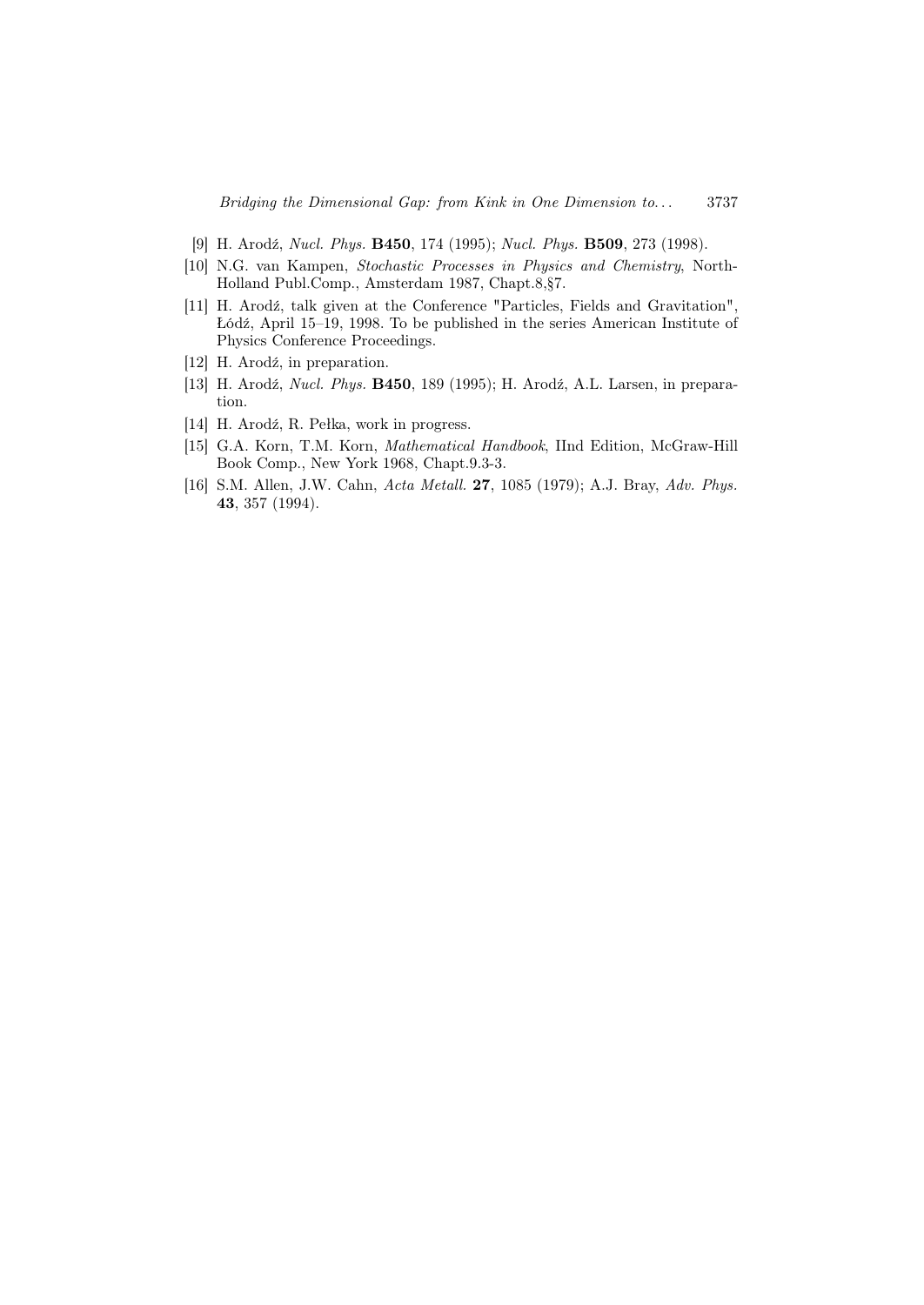[9] H. Arodź, *Nucl. Phys.* **B450**, 174 (1995); *Nucl. Phys.* **B509**, 273 (1998).

[10] N.G. van Kampen, *Stochastic Processes in Physics and Chemistry*, North-Holland Publ.Comp., Amsterdam 1987, Chapt.8,§7.

[11] H. Arodź, talk given at the Conference "Particles, Fields and Gravitation", Łódź, April 15–19, 1998. To be published in the series American Institute of Physics Conference Proceedings.

[12] H. Arodź, in preparation.

[13] H. Arodź, *Nucl. Phys.* **B450**, 189 (1995); H. Arodź, A.L. Larsen, in preparation.

[14] H. Arodź, R. Pełka, work in progress.

[15] G.A. Korn, T.M. Korn, *Mathematical Handbook*, IInd Edition, McGraw-Hill Book Comp., New York 1968, Chapt.9.3-3.

[16] S.M. Allen, J.W. Cahn, *Acta Metall.* **27**, 1085 (1979); A.J. Bray, *Adv. Phys.* **43**, 357 (1994).